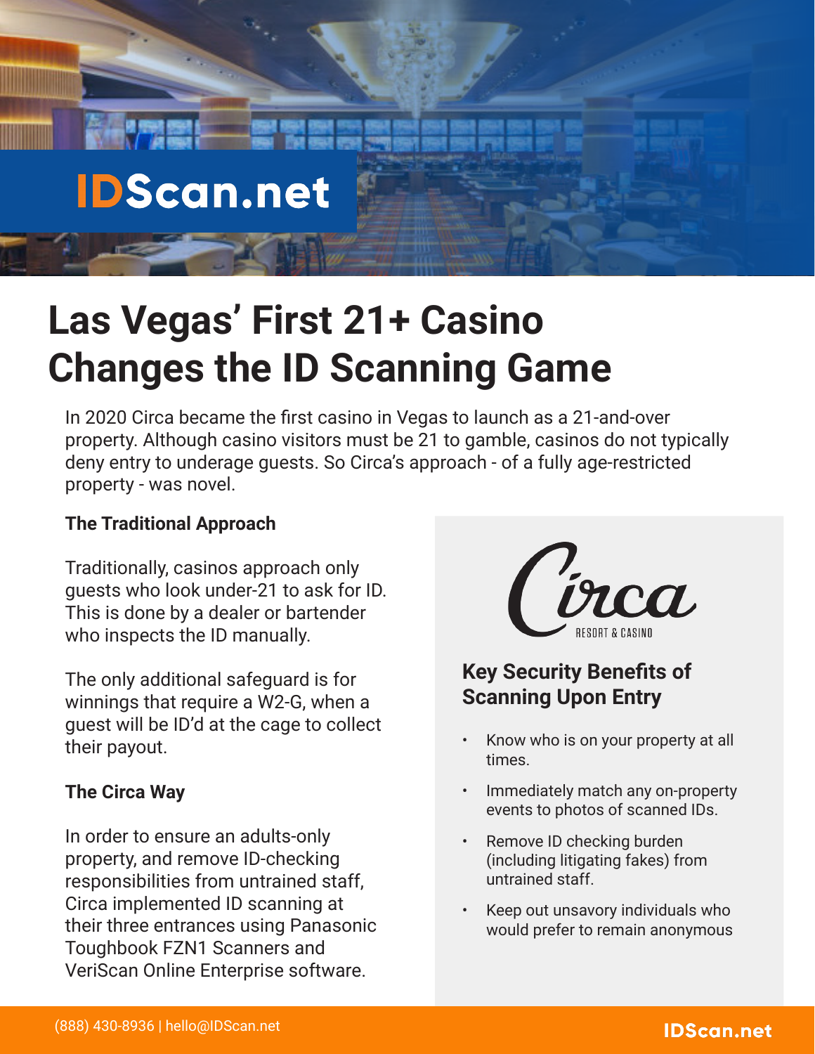# Las Vegas' First 21+ Casino Changes the ID Scanning Game

In 2020 Circa became the first casino in Vegas to launch as a 21-and-over property. Although casino visitors must be 21 to gamble, casinos do not typically deny entry to underage guests. So Circa's approach - of a fully age-restricted property - was novel.

### The Traditional Approach

Traditionally, casinos approach only guests who look under-21 to ask for ID. This is done by a dealer or bartender who inspects the ID manually.

The only additional safeguard is for winnings that require a W2-G, when a guest will be ID'd at the cage to collect their payout.

### The Circa Way

In order to ensure an adults-only property, and remove ID-checking responsibilities from untrained staff, Circa implemented ID scanning at their three entrances using Panasonic Toughbook FZN1 Scanners and VeriScan Online Enterprise software.

### Key Security Benefits of Scanning Upon Entry

- Know who is on your property at all times.
- Immediately match any on-property events to photos of scanned IDs.
- Remove ID checking burden (including litigating fakes) from untrained staff.
- Keep out unsavory individuals who would prefer to remain anonymous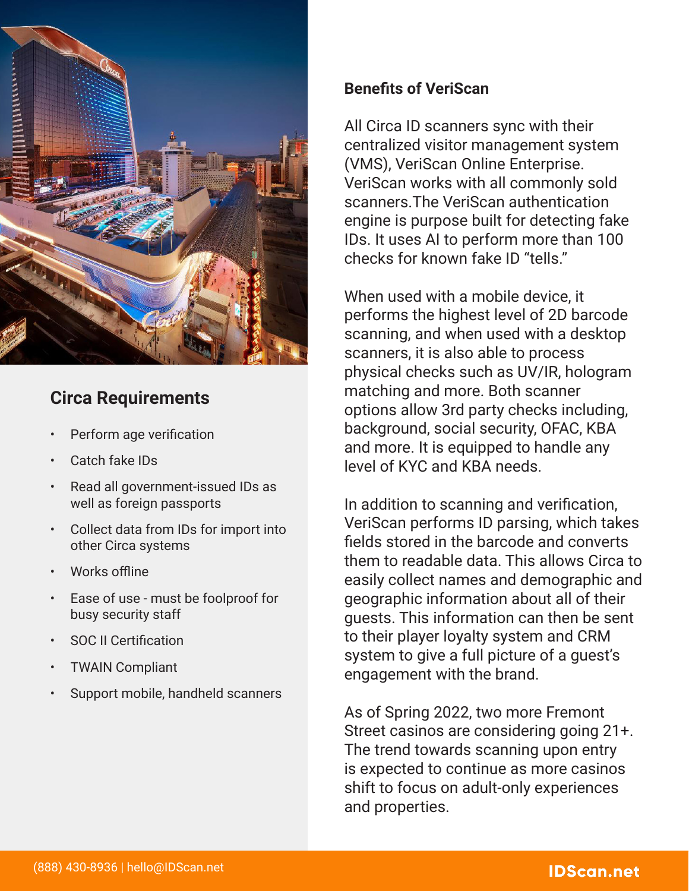## Circa Requirements

- Perform age verification
- Catch fake IDs
- Read all government-issued IDs as well as foreign passports
- Collect data from IDs for import into other Circa systems
- Works offline
- Ease of use - must be foolproof for busy security staff
- SOC II Certification
- TWAIN Compliant
- Support mobile, handheld scanners

**Benefits of VeriScan**

All Circa ID scanners sync with their centralized visitor management system (VMS), VeriScan Online Enterprise. VeriScan works with all commonly sold scanners.The VeriScan authentication engine is purpose built for detecting fake IDs. It uses AI to perform more than 100 checks for known fake ID "tells."

When used with a mobile device, it performs the highest level of 2D barcode scanning, and when used with a desktop scanners, it is also able to process physical checks such as UV/IR, hologram matching and more. Both scanner options allow 3rd party checks including, background, social security, OFAC, KBA and more. It is equipped to handle any level of KYC and KBA needs.

In addition to scanning and verification, VeriScan performs ID parsing, which takes fields stored in the barcode and converts them to readable data. This allows Circa to easily collect names and demographic and geographic information about all of their guests. This information can then be sent to their player loyalty system and CRM system to give a full picture of a guest's engagement with the brand.

As of Spring 2022, two more Fremont Street casinos are considering going 21+. The trend towards scanning upon entry is expected to continue as more casinos shift to focus on adult-only experiences and properties.

(888) 430-8936 | hello@IDScan.net

IDScan.net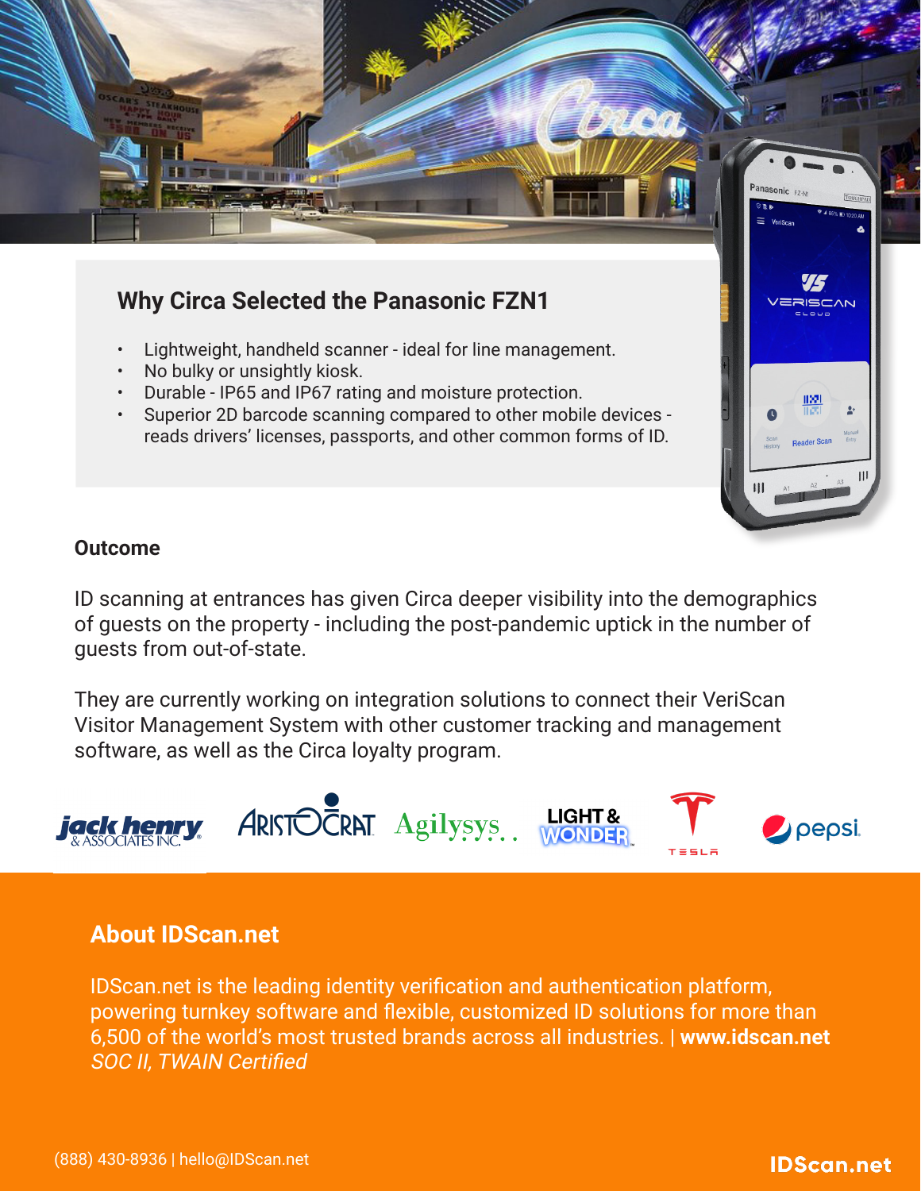## Why Circa Selected the Panasonic FZN1

- Lightweight, handheld scanner - ideal for line management.
- No bulky or unsightly kiosk.
- Durable - IP65 and IP67 rating and moisture protection.
- Superior 2D barcode scanning compared to other mobile devices - reads drivers' licenses, passports, and other common forms of ID.

## Outcome

ID scanning at entrances has given Circa deeper visibility into the demographics of guests on the property - including the post-pandemic uptick in the number of guests from out-of-state.

They are currently working on integration solutions to connect their VeriScan Visitor Management System with other customer tracking and management software, as well as the Circa loyalty program.

## About IDScan.net

IDScan.net is the leading identity verification and authentication platform, powering turnkey software and flexible, customized ID solutions for more than 6,500 of the world's most trusted brands across all industries. | **www.idscan.net**
*SOC II, TWAIN Certified*

(888) 430-8936 | hello@IDScan.net

IDScan.net